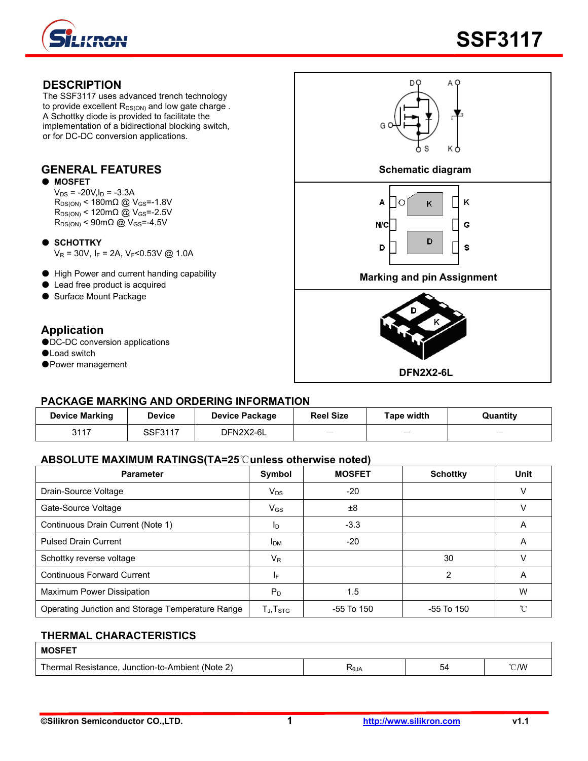# SSF3117

## DESCRIPTION

The SSF3117 uses advanced trench technology to provide excellent $R_{DS(ON)}$ and low gate charge . A Schottky diode is provided to facilitate the implementation of a bidirectional blocking switch, or for DC-DC conversion applications.

## GENERAL FEATURES

- **MOSFET**
  $V_{DS}$ = -20V,$I_D$ = -3.3A
  $R_{DS(ON)}$ < 180mΩ @ $V_{GS}$=-1.8V
  $R_{DS(ON)}$ < 120mΩ @ $V_{GS}$=-2.5V
  $R_{DS(ON)}$ < 90mΩ @ $V_{GS}$=-4.5V

- **SCHOTTKY**
  $V_R$ = 30V, $I_F$ = 2A, $V_F$<0.53V @ 1.0A

- High Power and current handing capability
- Lead free product is acquired
- Surface Mount Package

## Application

- DC-DC conversion applications
- Load switch
- Power management

Schematic diagram

Marking and pin Assignment

DFN2X2-6L

## PACKAGE MARKING AND ORDERING INFORMATION

| Device Marking | Device | Device Package | Reel Size | Tape width | Quantity |
|---|---|---|---|---|---|
| 3117 | SSF3117 | DFN2X2-6L | — | — | — |

## ABSOLUTE MAXIMUM RATINGS(TA=25℃unless otherwise noted)

| Parameter | Symbol | MOSFET | Schottky | Unit |
|---|---|---|---|---|
| Drain-Source Voltage | $V_{DS}$ | -20 | | V |
| Gate-Source Voltage | $V_{GS}$ | ±8 | | V |
| Continuous Drain Current (Note 1) | $I_D$ | -3.3 | | A |
| Pulsed Drain Current | $I_{DM}$ | -20 | | A |
| Schottky reverse voltage | $V_R$ | | 30 | V |
| Continuous Forward Current | $I_F$ | | 2 | A |
| Maximum Power Dissipation | $P_D$ | 1.5 | | W |
| Operating Junction and Storage Temperature Range | $T_J$,$T_{STG}$ | -55 To 150 | -55 To 150 | ℃ |

## THERMAL CHARACTERISTICS

| MOSFET | | | |
|---|---|---|---|
| Thermal Resistance, Junction-to-Ambient (Note 2) | $R_{θJA}$ | 54 | ℃/W |

©Silikron Semiconductor CO.,LTD. http://www.silikron.com v1.1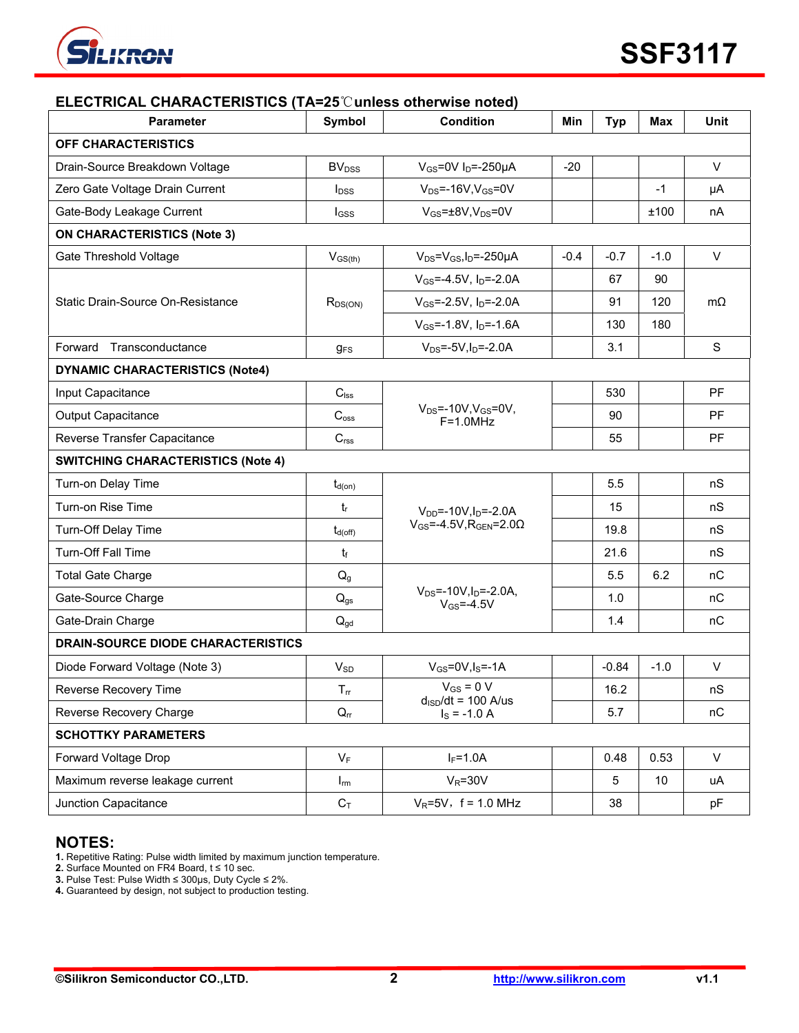## ELECTRICAL CHARACTERISTICS (TA=25℃unless otherwise noted)

| Parameter | Symbol | Condition | Min | Typ | Max | Unit |
|---|---|---|---|---|---|---|
| **OFF CHARACTERISTICS** | | | | | | |
| Drain-Source Breakdown Voltage | $BV_{DSS}$ | $V_{GS}$=0V $I_D$=-250μA | -20 | | | V |
| Zero Gate Voltage Drain Current | $I_{DSS}$ | $V_{DS}$=-16V,$V_{GS}$=0V | | | -1 | μA |
| Gate-Body Leakage Current | $I_{GSS}$ | $V_{GS}$=±8V,$V_{DS}$=0V | | | ±100 | nA |
| **ON CHARACTERISTICS (Note 3)** | | | | | | |
| Gate Threshold Voltage | $V_{GS(th)}$ | $V_{DS}$=$V_{GS}$,$I_D$=-250μA | -0.4 | -0.7 | -1.0 | V |
| Static Drain-Source On-Resistance | $R_{DS(ON)}$ | $V_{GS}$=-4.5V, $I_D$=-2.0A | | 67 | 90 | mΩ |
| | | $V_{GS}$=-2.5V, $I_D$=-2.0A | | 91 | 120 | |
| | | $V_{GS}$=-1.8V, $I_D$=-1.6A | | 130 | 180 | |
| Forward Transconductance | $g_{FS}$ | $V_{DS}$=-5V,$I_D$=-2.0A | | 3.1 | | S |
| **DYNAMIC CHARACTERISTICS (Note4)** | | | | | | |
| Input Capacitance | $C_{iss}$ | $V_{DS}$=-10V,$V_{GS}$=0V, F=1.0MHz | | 530 | | PF |
| Output Capacitance | $C_{oss}$ | | | 90 | | PF |
| Reverse Transfer Capacitance | $C_{rss}$ | | | 55 | | PF |
| **SWITCHING CHARACTERISTICS (Note 4)** | | | | | | |
| Turn-on Delay Time | $t_{d(on)}$ | $V_{DD}$=-10V,$I_D$=-2.0A $V_{GS}$=-4.5V,$R_{GEN}$=2.0Ω | | 5.5 | | nS |
| Turn-on Rise Time | $t_r$ | | | 15 | | nS |
| Turn-Off Delay Time | $t_{d(off)}$ | | | 19.8 | | nS |
| Turn-Off Fall Time | $t_f$ | | | 21.6 | | nS |
| Total Gate Charge | $Q_g$ | $V_{DS}$=-10V,$I_D$=-2.0A, $V_{GS}$=-4.5V | | 5.5 | 6.2 | nC |
| Gate-Source Charge | $Q_{gs}$ | | | 1.0 | | nC |
| Gate-Drain Charge | $Q_{gd}$ | | | 1.4 | | nC |
| **DRAIN-SOURCE DIODE CHARACTERISTICS** | | | | | | |
| Diode Forward Voltage (Note 3) | $V_{SD}$ | $V_{GS}$=0V,$I_S$=-1A | | -0.84 | -1.0 | V |
| Reverse Recovery Time | $T_{rr}$ | $V_{GS}$ = 0 V $d_{ISD}/dt$ = 100 A/us $I_S$ = -1.0 A | | 16.2 | | nS |
| Reverse Recovery Charge | $Q_{rr}$ | | | 5.7 | | nC |
| **SCHOTTKY PARAMETERS** | | | | | | |
| Forward Voltage Drop | $V_F$ | $I_F$=1.0A | | 0.48 | 0.53 | V |
| Maximum reverse leakage current | $I_{rm}$ | $V_R$=30V | | 5 | 10 | uA |
| Junction Capacitance | $C_T$ | $V_R$=5V，f = 1.0 MHz | | 38 | | pF |

## NOTES:

**1.** Repetitive Rating: Pulse width limited by maximum junction temperature.
**2.** Surface Mounted on FR4 Board, t ≤ 10 sec.
**3.** Pulse Test: Pulse Width ≤ 300μs, Duty Cycle ≤ 2%.
**4.** Guaranteed by design, not subject to production testing.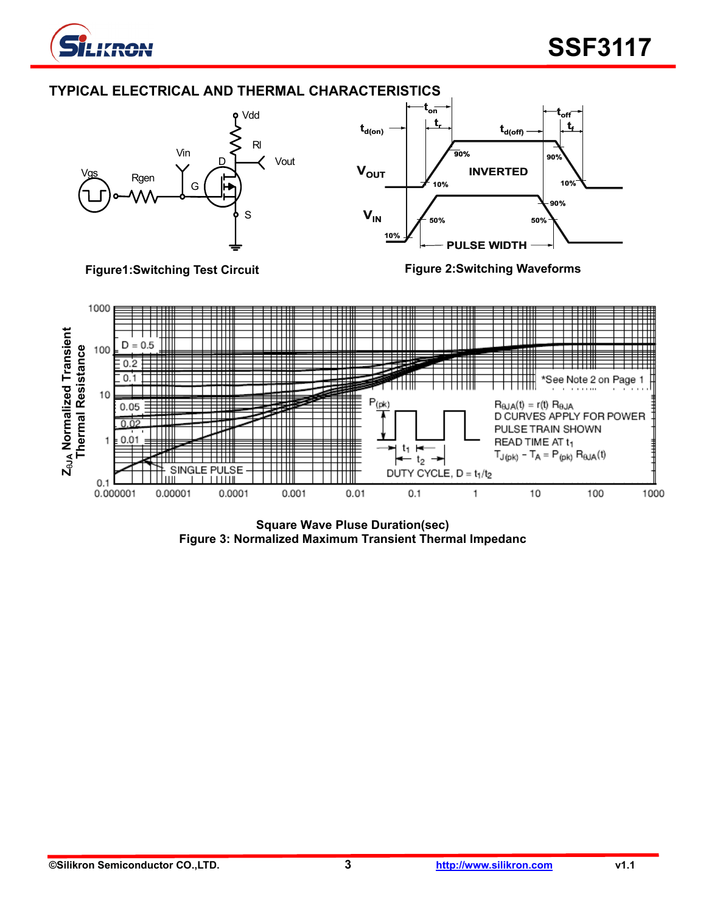## TYPICAL ELECTRICAL AND THERMAL CHARACTERISTICS

Figure1:Switching Test Circuit

Figure 2:Switching Waveforms

Square Wave Pluse Duration(sec)

Figure 3: Normalized Maximum Transient Thermal Impedanc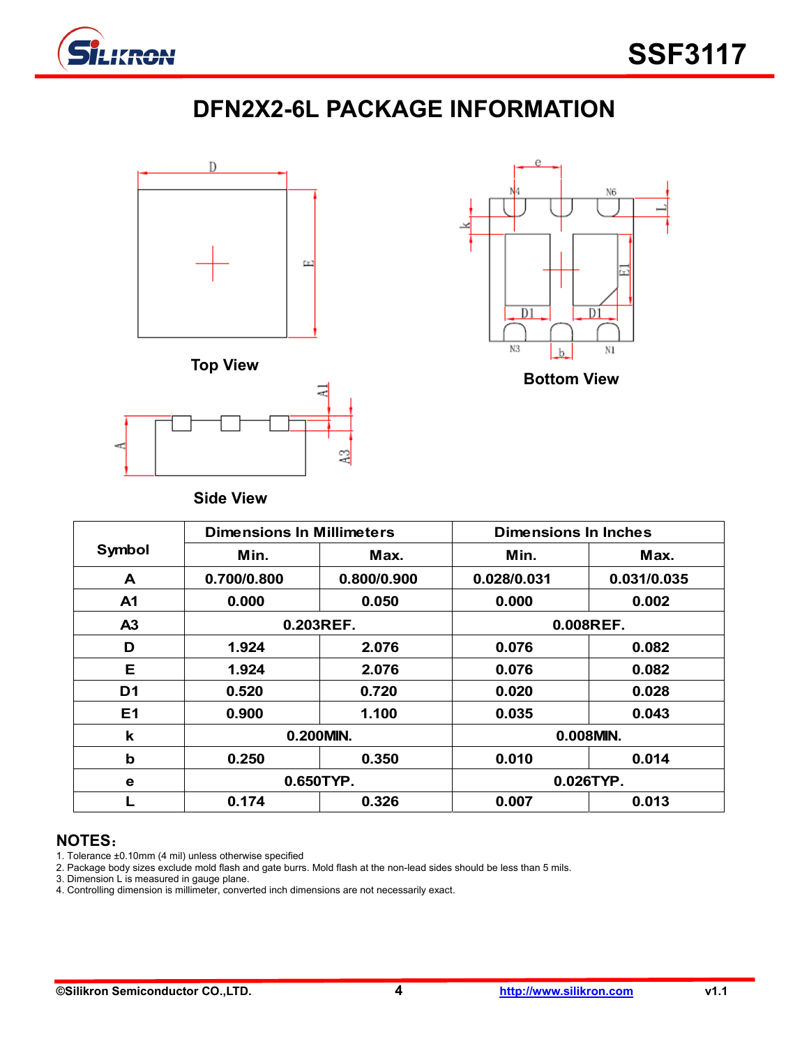# DFN2X2-6L PACKAGE INFORMATION

Top View

Bottom View

Side View

| Symbol | Dimensions In Millimeters | | Dimensions In Inches | |
|---|---|---|---|---|
| | Min. | Max. | Min. | Max. |
| A | 0.700/0.800 | 0.800/0.900 | 0.028/0.031 | 0.031/0.035 |
| A1 | 0.000 | 0.050 | 0.000 | 0.002 |
| A3 | 0.203REF. | | 0.008REF. | |
| D | 1.924 | 2.076 | 0.076 | 0.082 |
| E | 1.924 | 2.076 | 0.076 | 0.082 |
| D1 | 0.520 | 0.720 | 0.020 | 0.028 |
| E1 | 0.900 | 1.100 | 0.035 | 0.043 |
| k | 0.200MIN. | | 0.008MIN. | |
| b | 0.250 | 0.350 | 0.010 | 0.014 |
| e | 0.650TYP. | | 0.026TYP. | |
| L | 0.174 | 0.326 | 0.007 | 0.013 |

**NOTES:**

1. Tolerance ±0.10mm (4 mil) unless otherwise specified
2. Package body sizes exclude mold flash and gate burrs. Mold flash at the non-lead sides should be less than 5 mils.
3. Dimension L is measured in gauge plane.
4. Controlling dimension is millimeter, converted inch dimensions are not necessarily exact.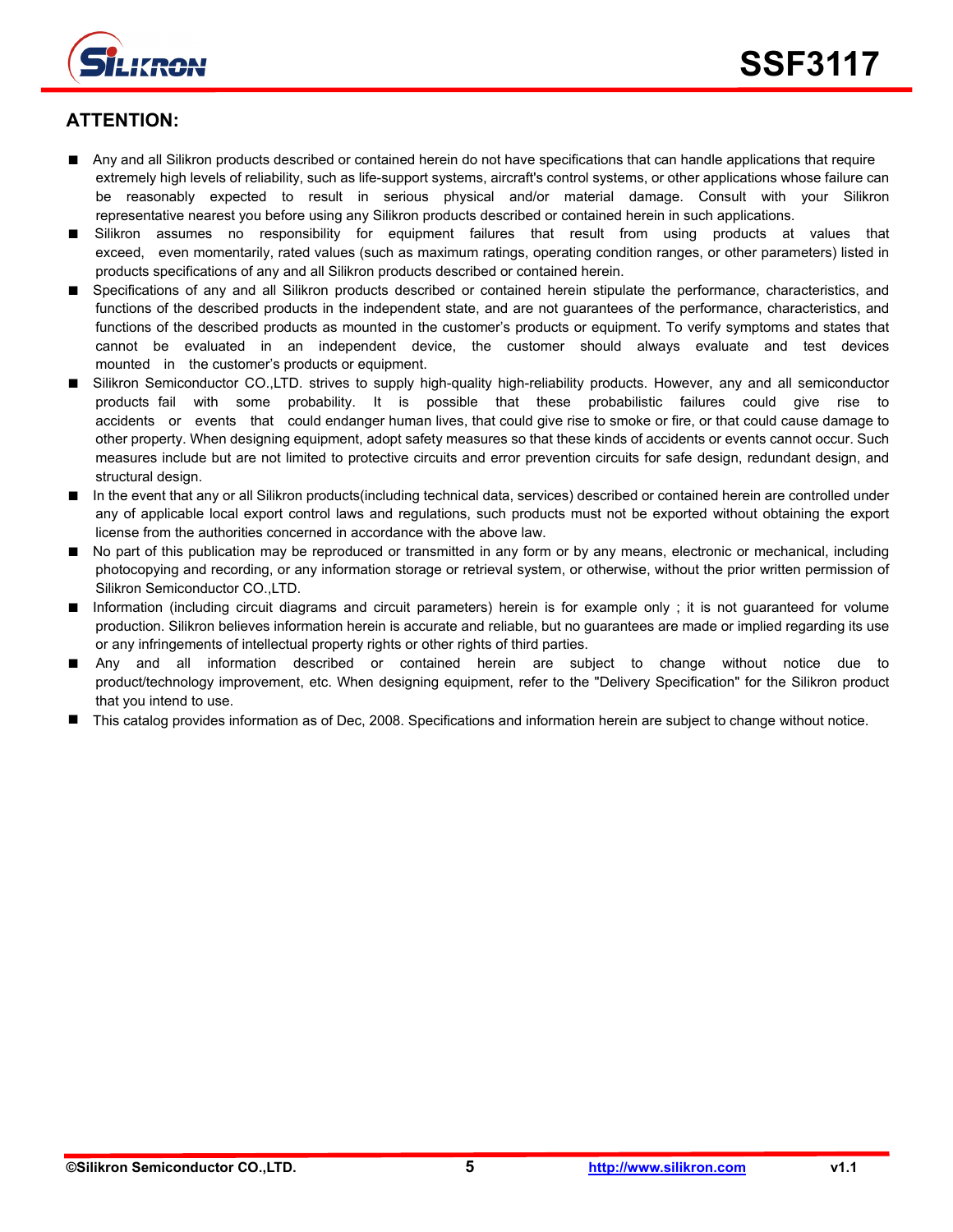## ATTENTION:

- Any and all Silikron products described or contained herein do not have specifications that can handle applications that require extremely high levels of reliability, such as life-support systems, aircraft's control systems, or other applications whose failure can be reasonably expected to result in serious physical and/or material damage. Consult with your Silikron representative nearest you before using any Silikron products described or contained herein in such applications.
- Silikron assumes no responsibility for equipment failures that result from using products at values that exceed, even momentarily, rated values (such as maximum ratings, operating condition ranges, or other parameters) listed in products specifications of any and all Silikron products described or contained herein.
- Specifications of any and all Silikron products described or contained herein stipulate the performance, characteristics, and functions of the described products in the independent state, and are not guarantees of the performance, characteristics, and functions of the described products as mounted in the customer's products or equipment. To verify symptoms and states that cannot be evaluated in an independent device, the customer should always evaluate and test devices mounted in the customer's products or equipment.
- Silikron Semiconductor CO.,LTD. strives to supply high-quality high-reliability products. However, any and all semiconductor products fail with some probability. It is possible that these probabilistic failures could give rise to accidents or events that could endanger human lives, that could give rise to smoke or fire, or that could cause damage to other property. When designing equipment, adopt safety measures so that these kinds of accidents or events cannot occur. Such measures include but are not limited to protective circuits and error prevention circuits for safe design, redundant design, and structural design.
- In the event that any or all Silikron products(including technical data, services) described or contained herein are controlled under any of applicable local export control laws and regulations, such products must not be exported without obtaining the export license from the authorities concerned in accordance with the above law.
- No part of this publication may be reproduced or transmitted in any form or by any means, electronic or mechanical, including photocopying and recording, or any information storage or retrieval system, or otherwise, without the prior written permission of Silikron Semiconductor CO.,LTD.
- Information (including circuit diagrams and circuit parameters) herein is for example only ; it is not guaranteed for volume production. Silikron believes information herein is accurate and reliable, but no guarantees are made or implied regarding its use or any infringements of intellectual property rights or other rights of third parties.
- Any and all information described or contained herein are subject to change without notice due to product/technology improvement, etc. When designing equipment, refer to the "Delivery Specification" for the Silikron product that you intend to use.
- This catalog provides information as of Dec, 2008. Specifications and information herein are subject to change without notice.